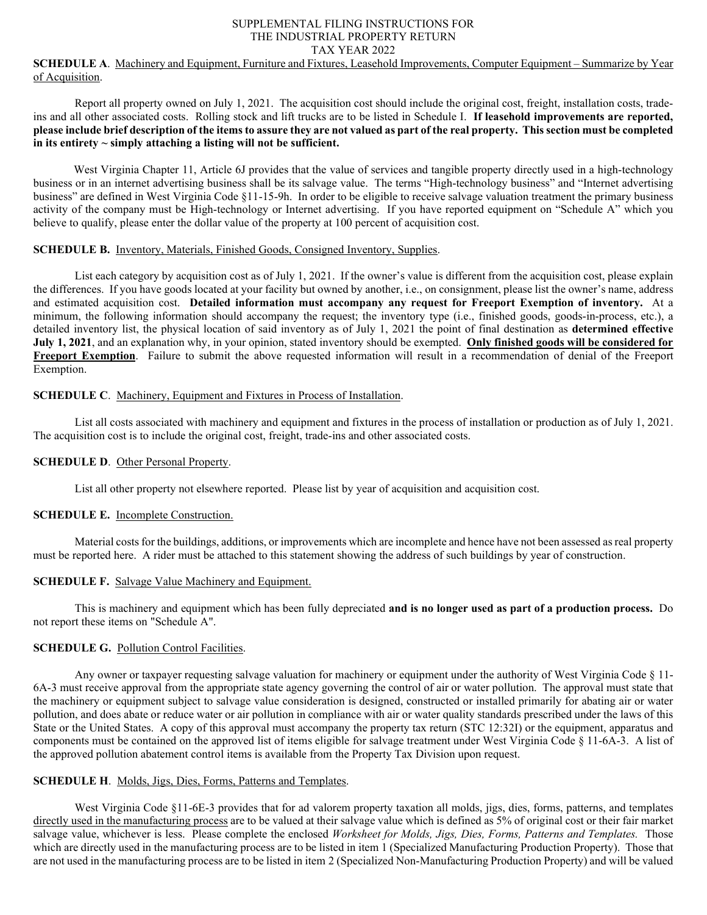# SUPPLEMENTAL FILING INSTRUCTIONS FOR THE INDUSTRIAL PROPERTY RETURN TAX YEAR 2022

**SCHEDULE A**. Machinery and Equipment, Furniture and Fixtures, Leasehold Improvements, Computer Equipment – Summarize by Year of Acquisition.

Report all property owned on July 1, 2021. The acquisition cost should include the original cost, freight, installation costs, trade-ins and all other associated costs. Rolling stock and lift trucks are to be listed in Schedule I. **If leasehold improvements are reported, please include brief description of the items to assure they are not valued as part of the real property. This section must be completed in its entirety ~ simply attaching a listing will not be sufficient.**

West Virginia Chapter 11, Article 6J provides that the value of services and tangible property directly used in a high-technology business or in an internet advertising business shall be its salvage value. The terms "High-technology business" and "Internet advertising business" are defined in West Virginia Code §11-15-9h. In order to be eligible to receive salvage valuation treatment the primary business activity of the company must be High-technology or Internet advertising. If you have reported equipment on "Schedule A" which you believe to qualify, please enter the dollar value of the property at 100 percent of acquisition cost.

**SCHEDULE B.** Inventory, Materials, Finished Goods, Consigned Inventory, Supplies.

List each category by acquisition cost as of July 1, 2021. If the owner's value is different from the acquisition cost, please explain the differences. If you have goods located at your facility but owned by another, i.e., on consignment, please list the owner's name, address and estimated acquisition cost. **Detailed information must accompany any request for Freeport Exemption of inventory.** At a minimum, the following information should accompany the request; the inventory type (i.e., finished goods, goods-in-process, etc.), a detailed inventory list, the physical location of said inventory as of July 1, 2021 the point of final destination as **determined effective July 1, 2021**, and an explanation why, in your opinion, stated inventory should be exempted. **Only finished goods will be considered for Freeport Exemption**. Failure to submit the above requested information will result in a recommendation of denial of the Freeport Exemption.

**SCHEDULE C**. Machinery, Equipment and Fixtures in Process of Installation.

List all costs associated with machinery and equipment and fixtures in the process of installation or production as of July 1, 2021. The acquisition cost is to include the original cost, freight, trade-ins and other associated costs.

**SCHEDULE D**. Other Personal Property.

List all other property not elsewhere reported. Please list by year of acquisition and acquisition cost.

**SCHEDULE E.** Incomplete Construction.

Material costs for the buildings, additions, or improvements which are incomplete and hence have not been assessed as real property must be reported here. A rider must be attached to this statement showing the address of such buildings by year of construction.

**SCHEDULE F.** Salvage Value Machinery and Equipment.

This is machinery and equipment which has been fully depreciated **and is no longer used as part of a production process.** Do not report these items on "Schedule A".

**SCHEDULE G.** Pollution Control Facilities.

Any owner or taxpayer requesting salvage valuation for machinery or equipment under the authority of West Virginia Code § 11-6A-3 must receive approval from the appropriate state agency governing the control of air or water pollution. The approval must state that the machinery or equipment subject to salvage value consideration is designed, constructed or installed primarily for abating air or water pollution, and does abate or reduce water or air pollution in compliance with air or water quality standards prescribed under the laws of this State or the United States. A copy of this approval must accompany the property tax return (STC 12:32I) or the equipment, apparatus and components must be contained on the approved list of items eligible for salvage treatment under West Virginia Code § 11-6A-3. A list of the approved pollution abatement control items is available from the Property Tax Division upon request.

**SCHEDULE H**. Molds, Jigs, Dies, Forms, Patterns and Templates.

West Virginia Code §11-6E-3 provides that for ad valorem property taxation all molds, jigs, dies, forms, patterns, and templates directly used in the manufacturing process are to be valued at their salvage value which is defined as 5% of original cost or their fair market salvage value, whichever is less. Please complete the enclosed *Worksheet for Molds, Jigs, Dies, Forms, Patterns and Templates.* Those which are directly used in the manufacturing process are to be listed in item 1 (Specialized Manufacturing Production Property). Those that are not used in the manufacturing process are to be listed in item 2 (Specialized Non-Manufacturing Production Property) and will be valued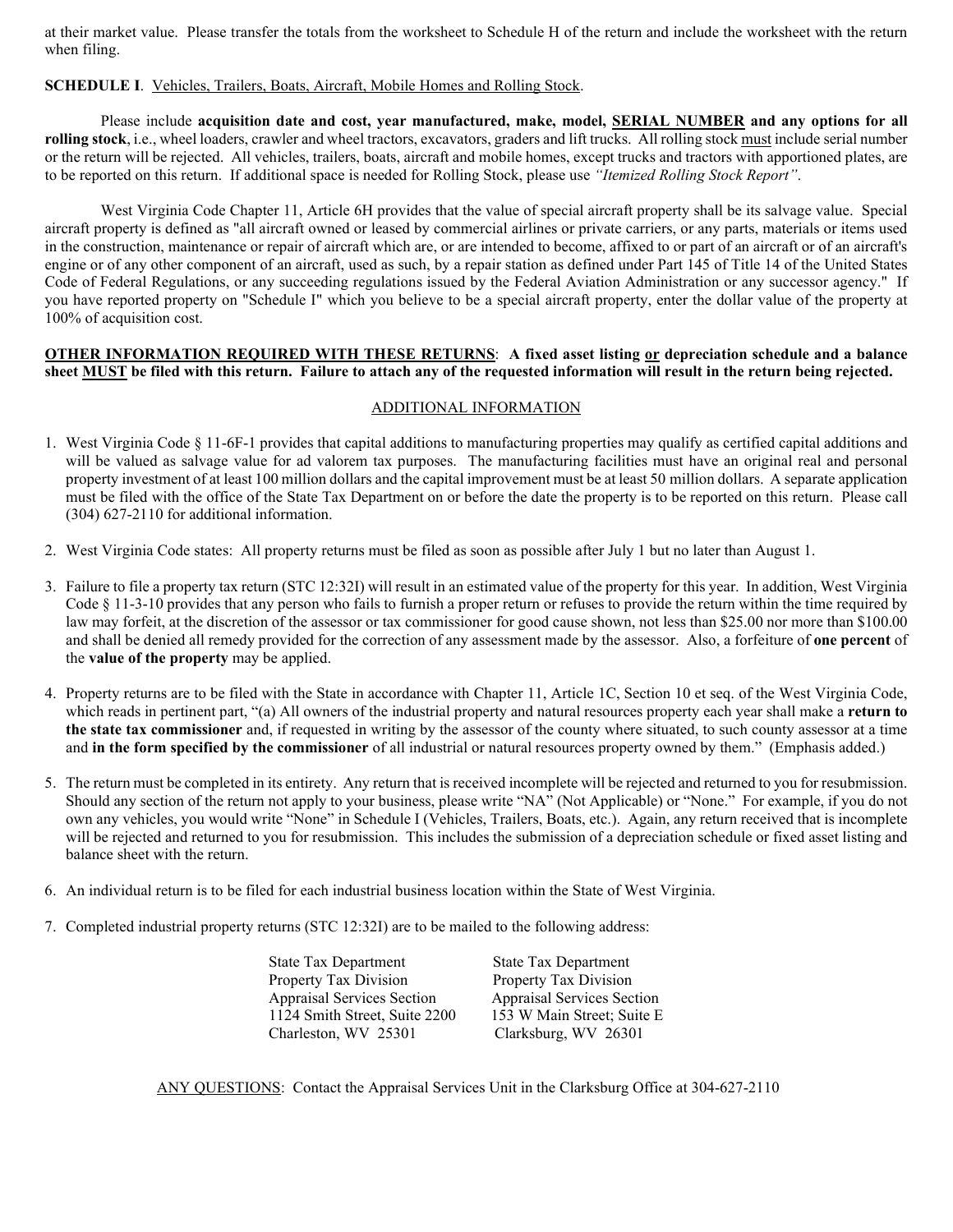at their market value. Please transfer the totals from the worksheet to Schedule H of the return and include the worksheet with the return when filing.

**SCHEDULE I**. Vehicles, Trailers, Boats, Aircraft, Mobile Homes and Rolling Stock.

Please include **acquisition date and cost, year manufactured, make, model, SERIAL NUMBER and any options for all rolling stock**, i.e., wheel loaders, crawler and wheel tractors, excavators, graders and lift trucks. All rolling stock must include serial number or the return will be rejected. All vehicles, trailers, boats, aircraft and mobile homes, except trucks and tractors with apportioned plates, are to be reported on this return. If additional space is needed for Rolling Stock, please use *"Itemized Rolling Stock Report"*.

West Virginia Code Chapter 11, Article 6H provides that the value of special aircraft property shall be its salvage value. Special aircraft property is defined as "all aircraft owned or leased by commercial airlines or private carriers, or any parts, materials or items used in the construction, maintenance or repair of aircraft which are, or are intended to become, affixed to or part of an aircraft or of an aircraft's engine or of any other component of an aircraft, used as such, by a repair station as defined under Part 145 of Title 14 of the United States Code of Federal Regulations, or any succeeding regulations issued by the Federal Aviation Administration or any successor agency." If you have reported property on "Schedule I" which you believe to be a special aircraft property, enter the dollar value of the property at 100% of acquisition cost.

**OTHER INFORMATION REQUIRED WITH THESE RETURNS: A fixed asset listing or depreciation schedule and a balance sheet MUST be filed with this return. Failure to attach any of the requested information will result in the return being rejected.**

## ADDITIONAL INFORMATION

1. West Virginia Code § 11-6F-1 provides that capital additions to manufacturing properties may qualify as certified capital additions and will be valued as salvage value for ad valorem tax purposes. The manufacturing facilities must have an original real and personal property investment of at least 100 million dollars and the capital improvement must be at least 50 million dollars. A separate application must be filed with the office of the State Tax Department on or before the date the property is to be reported on this return. Please call (304) 627-2110 for additional information.

2. West Virginia Code states: All property returns must be filed as soon as possible after July 1 but no later than August 1.

3. Failure to file a property tax return (STC 12:32I) will result in an estimated value of the property for this year. In addition, West Virginia Code § 11-3-10 provides that any person who fails to furnish a proper return or refuses to provide the return within the time required by law may forfeit, at the discretion of the assessor or tax commissioner for good cause shown, not less than $25.00 nor more than $100.00 and shall be denied all remedy provided for the correction of any assessment made by the assessor. Also, a forfeiture of **one percent** of the **value of the property** may be applied.

4. Property returns are to be filed with the State in accordance with Chapter 11, Article 1C, Section 10 et seq. of the West Virginia Code, which reads in pertinent part, "(a) All owners of the industrial property and natural resources property each year shall make a **return to the state tax commissioner** and, if requested in writing by the assessor of the county where situated, to such county assessor at a time and **in the form specified by the commissioner** of all industrial or natural resources property owned by them." (Emphasis added.)

5. The return must be completed in its entirety. Any return that is received incomplete will be rejected and returned to you for resubmission. Should any section of the return not apply to your business, please write "NA" (Not Applicable) or "None." For example, if you do not own any vehicles, you would write "None" in Schedule I (Vehicles, Trailers, Boats, etc.). Again, any return received that is incomplete will be rejected and returned to you for resubmission. This includes the submission of a depreciation schedule or fixed asset listing and balance sheet with the return.

6. An individual return is to be filed for each industrial business location within the State of West Virginia.

7. Completed industrial property returns (STC 12:32I) are to be mailed to the following address:

State Tax Department
Property Tax Division
Appraisal Services Section
1124 Smith Street, Suite 2200
Charleston, WV 25301

State Tax Department
Property Tax Division
Appraisal Services Section
153 W Main Street; Suite E
Clarksburg, WV 26301

ANY QUESTIONS: Contact the Appraisal Services Unit in the Clarksburg Office at 304-627-2110